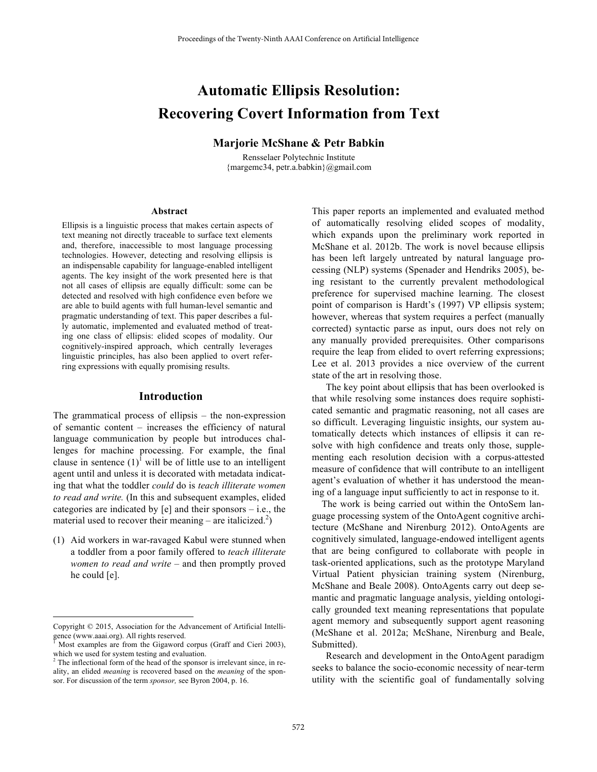# Automatic Ellipsis Resolution: Recovering Covert Information from Text

**Marjorie McShane & Petr Babkin**

Rensselaer Polytechnic Institute
{margemc34, petr.a.babkin}@gmail.com

### Abstract

Ellipsis is a linguistic process that makes certain aspects of text meaning not directly traceable to surface text elements and, therefore, inaccessible to most language processing technologies. However, detecting and resolving ellipsis is an indispensable capability for language-enabled intelligent agents. The key insight of the work presented here is that not all cases of ellipsis are equally difficult: some can be detected and resolved with high confidence even before we are able to build agents with full human-level semantic and pragmatic understanding of text. This paper describes a fully automatic, implemented and evaluated method of treating one class of ellipsis: elided scopes of modality. Our cognitively-inspired approach, which centrally leverages linguistic principles, has also been applied to overt referring expressions with equally promising results.

## Introduction

The grammatical process of ellipsis – the non-expression of semantic content – increases the efficiency of natural language communication by people but introduces challenges for machine processing. For example, the final clause in sentence (1)[1] will be of little use to an intelligent agent until and unless it is decorated with metadata indicating that what the toddler *could* do is *teach illiterate women to read and write.* (In this and subsequent examples, elided categories are indicated by [e] and their sponsors – i.e., the material used to recover their meaning – are italicized.[2])

(1) Aid workers in war-ravaged Kabul were stunned when a toddler from a poor family offered to *teach illiterate women to read and write* – and then promptly proved he could [e].

This paper reports an implemented and evaluated method of automatically resolving elided scopes of modality, which expands upon the preliminary work reported in McShane et al. 2012b. The work is novel because ellipsis has been left largely untreated by natural language processing (NLP) systems (Spenader and Hendriks 2005), being resistant to the currently prevalent methodological preference for supervised machine learning. The closest point of comparison is Hardt's (1997) VP ellipsis system; however, whereas that system requires a perfect (manually corrected) syntactic parse as input, ours does not rely on any manually provided prerequisites. Other comparisons require the leap from elided to overt referring expressions; Lee et al. 2013 provides a nice overview of the current state of the art in resolving those.

The key point about ellipsis that has been overlooked is that while resolving some instances does require sophisticated semantic and pragmatic reasoning, not all cases are so difficult. Leveraging linguistic insights, our system automatically detects which instances of ellipsis it can resolve with high confidence and treats only those, supplementing each resolution decision with a corpus-attested measure of confidence that will contribute to an intelligent agent's evaluation of whether it has understood the meaning of a language input sufficiently to act in response to it.

The work is being carried out within the OntoSem language processing system of the OntoAgent cognitive architecture (McShane and Nirenburg 2012). OntoAgents are cognitively simulated, language-endowed intelligent agents that are being configured to collaborate with people in task-oriented applications, such as the prototype Maryland Virtual Patient physician training system (Nirenburg, McShane and Beale 2008). OntoAgents carry out deep semantic and pragmatic language analysis, yielding ontologically grounded text meaning representations that populate agent memory and subsequently support agent reasoning (McShane et al. 2012a; McShane, Nirenburg and Beale, Submitted).

Research and development in the OntoAgent paradigm seeks to balance the socio-economic necessity of near-term utility with the scientific goal of fundamentally solving

---

Copyright © 2015, Association for the Advancement of Artificial Intelligence (www.aaai.org). All rights reserved.

[1] Most examples are from the Gigaword corpus (Graff and Cieri 2003), which we used for system testing and evaluation.

[2] The inflectional form of the head of the sponsor is irrelevant since, in reality, an elided *meaning* is recovered based on the *meaning* of the sponsor. For discussion of the term *sponsor,* see Byron 2004, p. 16.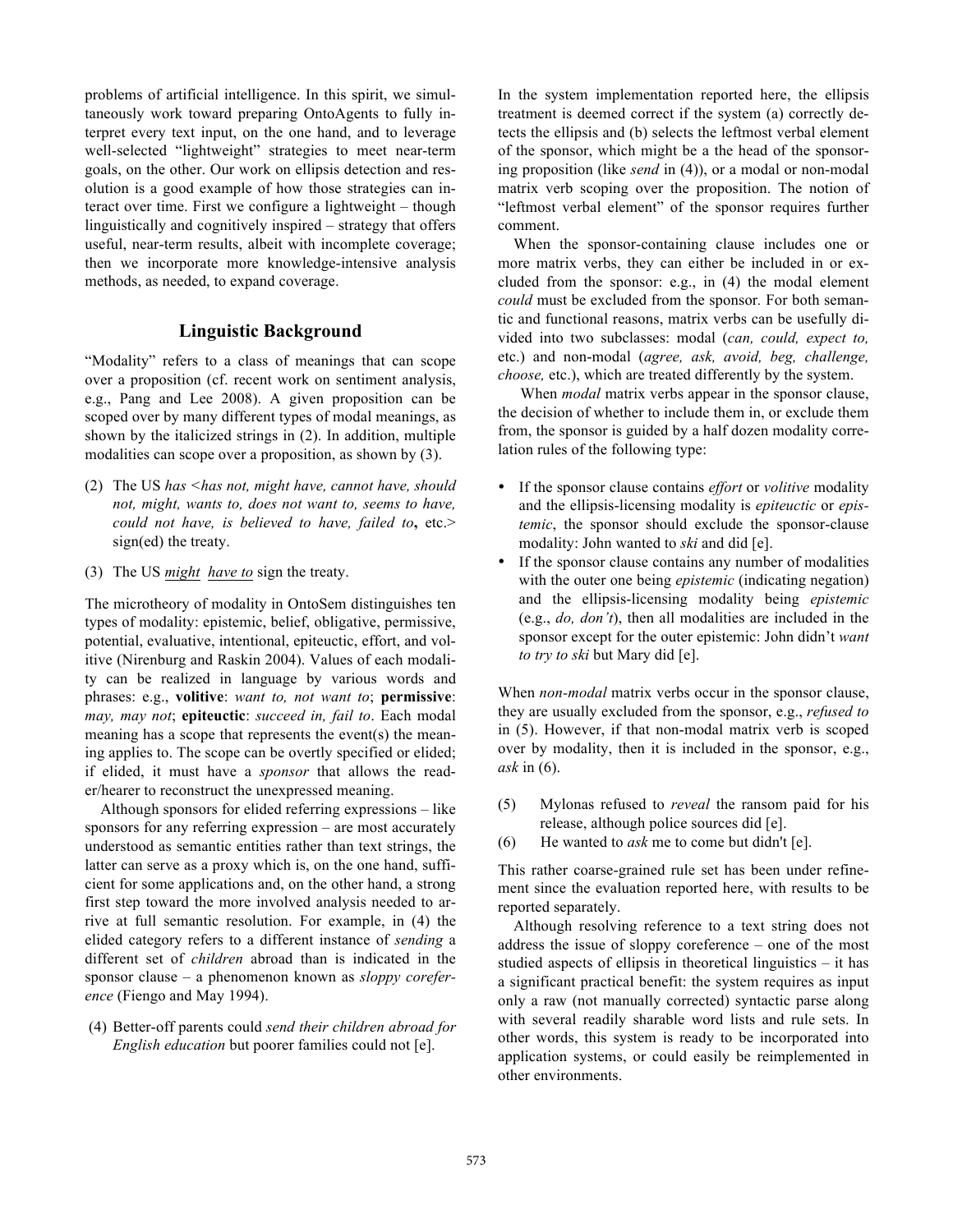problems of artificial intelligence. In this spirit, we simultaneously work toward preparing OntoAgents to fully interpret every text input, on the one hand, and to leverage well-selected "lightweight" strategies to meet near-term goals, on the other. Our work on ellipsis detection and resolution is a good example of how those strategies can interact over time. First we configure a lightweight – though linguistically and cognitively inspired – strategy that offers useful, near-term results, albeit with incomplete coverage; then we incorporate more knowledge-intensive analysis methods, as needed, to expand coverage.

## Linguistic Background

"Modality" refers to a class of meanings that can scope over a proposition (cf. recent work on sentiment analysis, e.g., Pang and Lee 2008). A given proposition can be scoped over by many different types of modal meanings, as shown by the italicized strings in (2). In addition, multiple modalities can scope over a proposition, as shown by (3).

(2) The US *has <has not, might have, cannot have, should not, might, wants to, does not want to, seems to have, could not have, is believed to have, failed to*, etc.> sign(ed) the treaty.

(3) The US *might* *have to* sign the treaty.

The microtheory of modality in OntoSem distinguishes ten types of modality: epistemic, belief, obligative, permissive, potential, evaluative, intentional, epiteuctic, effort, and volitive (Nirenburg and Raskin 2004). Values of each modality can be realized in language by various words and phrases: e.g., **volitive**: *want to, not want to*; **permissive**: *may, may not*; **epiteuctic**: *succeed in, fail to*. Each modal meaning has a scope that represents the event(s) the meaning applies to. The scope can be overtly specified or elided; if elided, it must have a *sponsor* that allows the reader/hearer to reconstruct the unexpressed meaning.

Although sponsors for elided referring expressions – like sponsors for any referring expression – are most accurately understood as semantic entities rather than text strings, the latter can serve as a proxy which is, on the one hand, sufficient for some applications and, on the other hand, a strong first step toward the more involved analysis needed to arrive at full semantic resolution. For example, in (4) the elided category refers to a different instance of *sending* a different set of *children* abroad than is indicated in the sponsor clause – a phenomenon known as *sloppy coreference* (Fiengo and May 1994).

(4) Better-off parents could *send their children abroad for English education* but poorer families could not [e].

In the system implementation reported here, the ellipsis treatment is deemed correct if the system (a) correctly detects the ellipsis and (b) selects the leftmost verbal element of the sponsor, which might be a the head of the sponsoring proposition (like *send* in (4)), or a modal or non-modal matrix verb scoping over the proposition. The notion of "leftmost verbal element" of the sponsor requires further comment.

When the sponsor-containing clause includes one or more matrix verbs, they can either be included in or excluded from the sponsor: e.g., in (4) the modal element *could* must be excluded from the sponsor. For both semantic and functional reasons, matrix verbs can be usefully divided into two subclasses: modal (*can, could, expect to,* etc.) and non-modal (*agree, ask, avoid, beg, challenge, choose,* etc.), which are treated differently by the system.

When *modal* matrix verbs appear in the sponsor clause, the decision of whether to include them in, or exclude them from, the sponsor is guided by a half dozen modality correlation rules of the following type:

- If the sponsor clause contains *effort* or *volitive* modality and the ellipsis-licensing modality is *epiteuctic* or *epistemic*, the sponsor should exclude the sponsor-clause modality: John wanted to *ski* and did [e].
- If the sponsor clause contains any number of modalities with the outer one being *epistemic* (indicating negation) and the ellipsis-licensing modality being *epistemic* (e.g., *do, don't*), then all modalities are included in the sponsor except for the outer epistemic: John didn't *want to try to ski* but Mary did [e].

When *non-modal* matrix verbs occur in the sponsor clause, they are usually excluded from the sponsor, e.g., *refused to* in (5). However, if that non-modal matrix verb is scoped over by modality, then it is included in the sponsor, e.g., *ask* in (6).

(5) Mylonas refused to *reveal* the ransom paid for his release, although police sources did [e].

(6) He wanted to *ask* me to come but didn't [e].

This rather coarse-grained rule set has been under refinement since the evaluation reported here, with results to be reported separately.

Although resolving reference to a text string does not address the issue of sloppy coreference – one of the most studied aspects of ellipsis in theoretical linguistics – it has a significant practical benefit: the system requires as input only a raw (not manually corrected) syntactic parse along with several readily sharable word lists and rule sets. In other words, this system is ready to be incorporated into application systems, or could easily be reimplemented in other environments.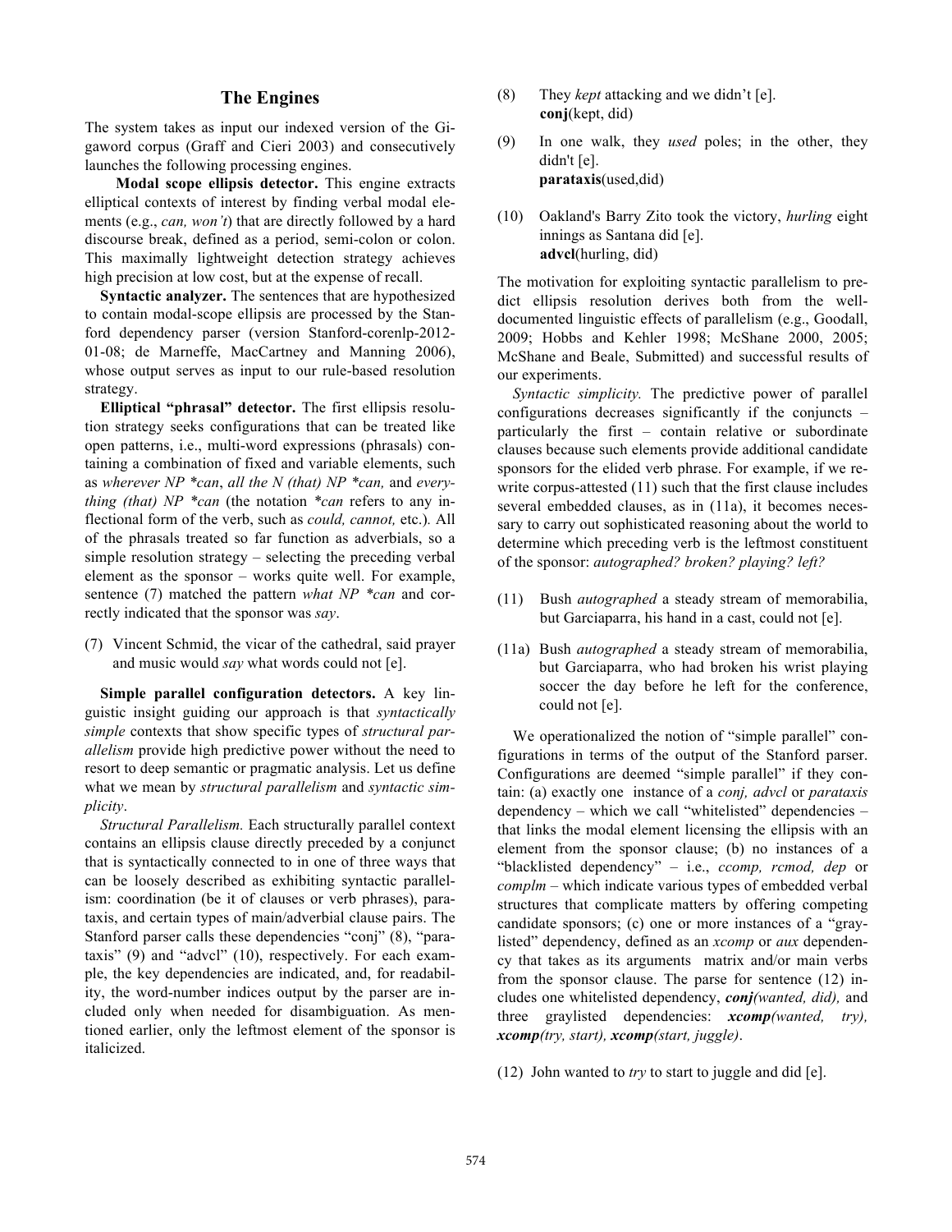## The Engines

The system takes as input our indexed version of the Gigaword corpus (Graff and Cieri 2003) and consecutively launches the following processing engines.

**Modal scope ellipsis detector.** This engine extracts elliptical contexts of interest by finding verbal modal elements (e.g., *can, won't*) that are directly followed by a hard discourse break, defined as a period, semi-colon or colon. This maximally lightweight detection strategy achieves high precision at low cost, but at the expense of recall.

**Syntactic analyzer.** The sentences that are hypothesized to contain modal-scope ellipsis are processed by the Stanford dependency parser (version Stanford-corenlp-2012-01-08; de Marneffe, MacCartney and Manning 2006), whose output serves as input to our rule-based resolution strategy.

**Elliptical "phrasal" detector.** The first ellipsis resolution strategy seeks configurations that can be treated like open patterns, i.e., multi-word expressions (phrasals) containing a combination of fixed and variable elements, such as *wherever NP *can*, *all the N (that) NP *can,* and *everything (that) NP *can* (the notation *\*can* refers to any inflectional form of the verb, such as *could, cannot,* etc.). All of the phrasals treated so far function as adverbials, so a simple resolution strategy – selecting the preceding verbal element as the sponsor – works quite well. For example, sentence (7) matched the pattern *what NP *can* and correctly indicated that the sponsor was *say*.

(7) Vincent Schmid, the vicar of the cathedral, said prayer and music would *say* what words could not [e].

**Simple parallel configuration detectors.** A key linguistic insight guiding our approach is that *syntactically simple* contexts that show specific types of *structural parallelism* provide high predictive power without the need to resort to deep semantic or pragmatic analysis. Let us define what we mean by *structural parallelism* and *syntactic simplicity*.

*Structural Parallelism.* Each structurally parallel context contains an ellipsis clause directly preceded by a conjunct that is syntactically connected to in one of three ways that can be loosely described as exhibiting syntactic parallelism: coordination (be it of clauses or verb phrases), parataxis, and certain types of main/adverbial clause pairs. The Stanford parser calls these dependencies "conj" (8), "parataxis" (9) and "advcl" (10), respectively. For each example, the key dependencies are indicated, and, for readability, the word-number indices output by the parser are included only when needed for disambiguation. As mentioned earlier, only the leftmost element of the sponsor is italicized.

(8) They *kept* attacking and we didn't [e].
**conj**(kept, did)

(9) In one walk, they *used* poles; in the other, they didn't [e].
**parataxis**(used,did)

(10) Oakland's Barry Zito took the victory, *hurling* eight innings as Santana did [e].
**advcl**(hurling, did)

The motivation for exploiting syntactic parallelism to predict ellipsis resolution derives both from the well-documented linguistic effects of parallelism (e.g., Goodall, 2009; Hobbs and Kehler 1998; McShane 2000, 2005; McShane and Beale, Submitted) and successful results of our experiments.

*Syntactic simplicity.* The predictive power of parallel configurations decreases significantly if the conjuncts – particularly the first – contain relative or subordinate clauses because such elements provide additional candidate sponsors for the elided verb phrase. For example, if we rewrite corpus-attested (11) such that the first clause includes several embedded clauses, as in (11a), it becomes necessary to carry out sophisticated reasoning about the world to determine which preceding verb is the leftmost constituent of the sponsor: *autographed? broken? playing? left?*

(11) Bush *autographed* a steady stream of memorabilia, but Garciaparra, his hand in a cast, could not [e].

(11a) Bush *autographed* a steady stream of memorabilia, but Garciaparra, who had broken his wrist playing soccer the day before he left for the conference, could not [e].

We operationalized the notion of "simple parallel" configurations in terms of the output of the Stanford parser. Configurations are deemed "simple parallel" if they contain: (a) exactly one instance of a *conj, advcl* or *parataxis* dependency – which we call "whitelisted" dependencies – that links the modal element licensing the ellipsis with an element from the sponsor clause; (b) no instances of a "blacklisted dependency" – i.e., *ccomp, rcmod, dep* or *complm* – which indicate various types of embedded verbal structures that complicate matters by offering competing candidate sponsors; (c) one or more instances of a "graylisted" dependency, defined as an *xcomp* or *aux* dependency that takes as its arguments matrix and/or main verbs from the sponsor clause. The parse for sentence (12) includes one whitelisted dependency, ***conj****(wanted, did),* and three graylisted dependencies: ***xcomp****(wanted, try),* ***xcomp****(try, start),* ***xcomp****(start, juggle)*.

(12) John wanted to *try* to start to juggle and did [e].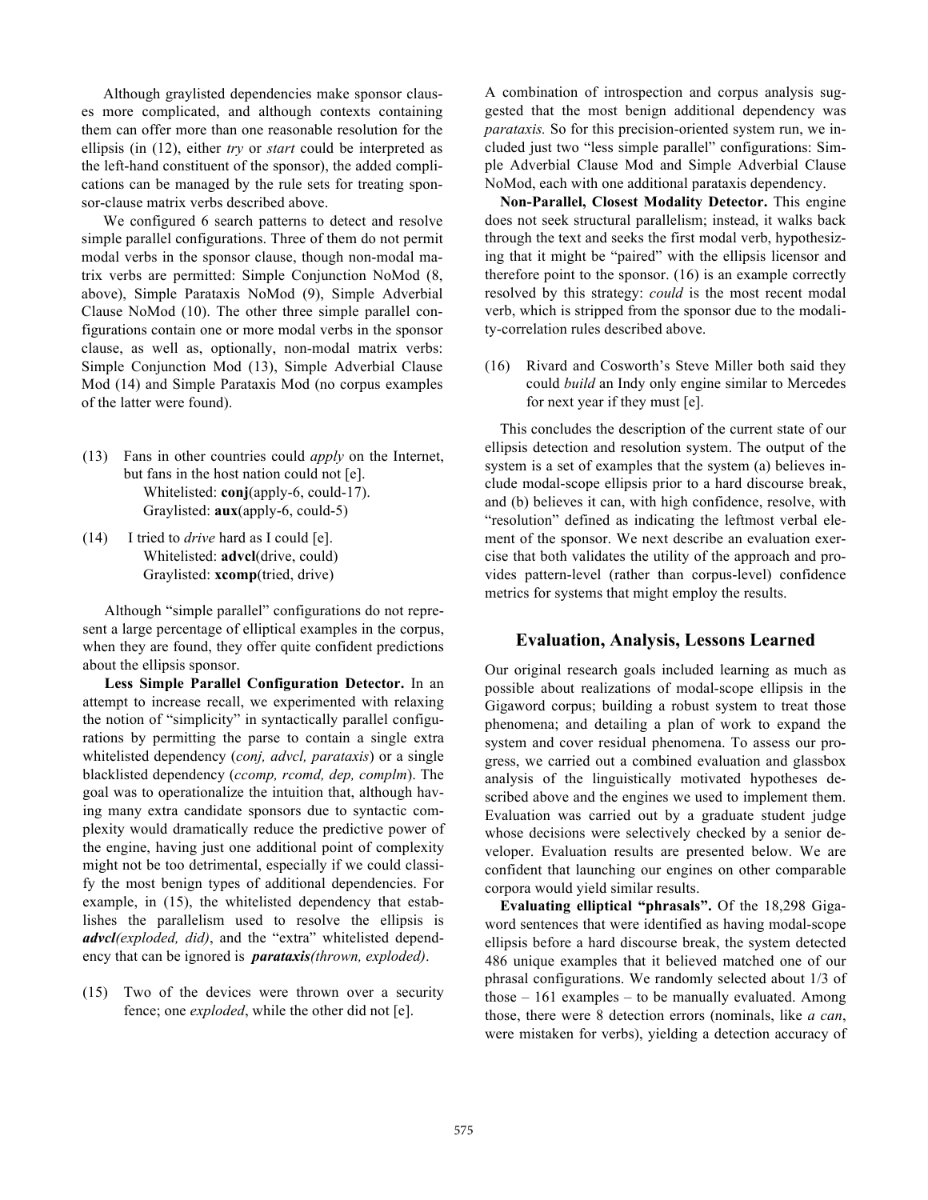Although graylisted dependencies make sponsor clauses more complicated, and although contexts containing them can offer more than one reasonable resolution for the ellipsis (in (12), either *try* or *start* could be interpreted as the left-hand constituent of the sponsor), the added complications can be managed by the rule sets for treating sponsor-clause matrix verbs described above.

We configured 6 search patterns to detect and resolve simple parallel configurations. Three of them do not permit modal verbs in the sponsor clause, though non-modal matrix verbs are permitted: Simple Conjunction NoMod (8, above), Simple Parataxis NoMod (9), Simple Adverbial Clause NoMod (10). The other three simple parallel configurations contain one or more modal verbs in the sponsor clause, as well as, optionally, non-modal matrix verbs: Simple Conjunction Mod (13), Simple Adverbial Clause Mod (14) and Simple Parataxis Mod (no corpus examples of the latter were found).

(13) Fans in other countries could *apply* on the Internet, but fans in the host nation could not [e].
 Whitelisted: **conj**(apply-6, could-17).
 Graylisted: **aux**(apply-6, could-5)

(14) I tried to *drive* hard as I could [e].
 Whitelisted: **advcl**(drive, could)
 Graylisted: **xcomp**(tried, drive)

Although "simple parallel" configurations do not represent a large percentage of elliptical examples in the corpus, when they are found, they offer quite confident predictions about the ellipsis sponsor.

**Less Simple Parallel Configuration Detector.** In an attempt to increase recall, we experimented with relaxing the notion of "simplicity" in syntactically parallel configurations by permitting the parse to contain a single extra whitelisted dependency (*conj, advcl, parataxis*) or a single blacklisted dependency (*ccomp, rcomd, dep, complm*). The goal was to operationalize the intuition that, although having many extra candidate sponsors due to syntactic complexity would dramatically reduce the predictive power of the engine, having just one additional point of complexity might not be too detrimental, especially if we could classify the most benign types of additional dependencies. For example, in (15), the whitelisted dependency that establishes the parallelism used to resolve the ellipsis is ***advcl****(exploded, did)*, and the "extra" whitelisted dependency that can be ignored is ***parataxis****(thrown, exploded)*.

(15) Two of the devices were thrown over a security fence; one *exploded*, while the other did not [e].

A combination of introspection and corpus analysis suggested that the most benign additional dependency was *parataxis.* So for this precision-oriented system run, we included just two "less simple parallel" configurations: Simple Adverbial Clause Mod and Simple Adverbial Clause NoMod, each with one additional parataxis dependency.

**Non-Parallel, Closest Modality Detector.** This engine does not seek structural parallelism; instead, it walks back through the text and seeks the first modal verb, hypothesizing that it might be "paired" with the ellipsis licensor and therefore point to the sponsor. (16) is an example correctly resolved by this strategy: *could* is the most recent modal verb, which is stripped from the sponsor due to the modality-correlation rules described above.

(16) Rivard and Cosworth's Steve Miller both said they could *build* an Indy only engine similar to Mercedes for next year if they must [e].

This concludes the description of the current state of our ellipsis detection and resolution system. The output of the system is a set of examples that the system (a) believes include modal-scope ellipsis prior to a hard discourse break, and (b) believes it can, with high confidence, resolve, with "resolution" defined as indicating the leftmost verbal element of the sponsor. We next describe an evaluation exercise that both validates the utility of the approach and provides pattern-level (rather than corpus-level) confidence metrics for systems that might employ the results.

## Evaluation, Analysis, Lessons Learned

Our original research goals included learning as much as possible about realizations of modal-scope ellipsis in the Gigaword corpus; building a robust system to treat those phenomena; and detailing a plan of work to expand the system and cover residual phenomena. To assess our progress, we carried out a combined evaluation and glassbox analysis of the linguistically motivated hypotheses described above and the engines we used to implement them. Evaluation was carried out by a graduate student judge whose decisions were selectively checked by a senior developer. Evaluation results are presented below. We are confident that launching our engines on other comparable corpora would yield similar results.

**Evaluating elliptical "phrasals".** Of the 18,298 Gigaword sentences that were identified as having modal-scope ellipsis before a hard discourse break, the system detected 486 unique examples that it believed matched one of our phrasal configurations. We randomly selected about 1/3 of those – 161 examples – to be manually evaluated. Among those, there were 8 detection errors (nominals, like *a can*, were mistaken for verbs), yielding a detection accuracy of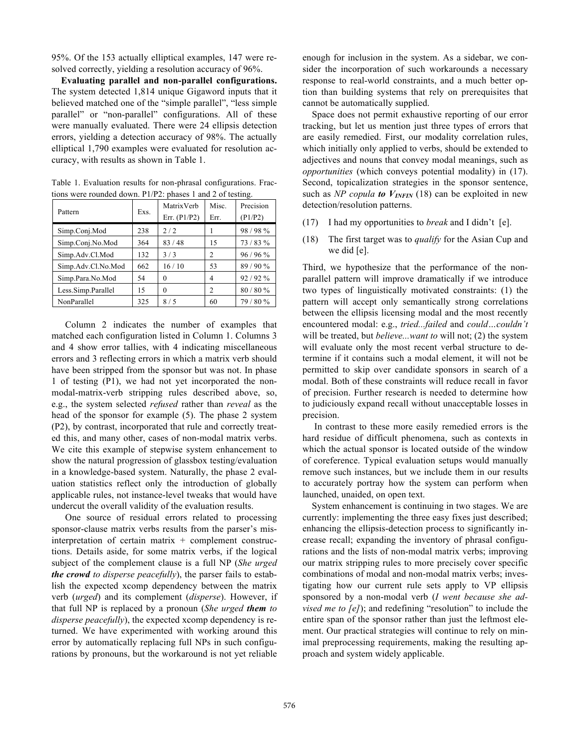95%. Of the 153 actually elliptical examples, 147 were resolved correctly, yielding a resolution accuracy of 96%.

**Evaluating parallel and non-parallel configurations.** The system detected 1,814 unique Gigaword inputs that it believed matched one of the "simple parallel", "less simple parallel" or "non-parallel" configurations. All of these were manually evaluated. There were 24 ellipsis detection errors, yielding a detection accuracy of 98%. The actually elliptical 1,790 examples were evaluated for resolution accuracy, with results as shown in Table 1.

Table 1. Evaluation results for non-phrasal configurations. Fractions were rounded down. P1/P2: phases 1 and 2 of testing.

| Pattern | Exs. | MatrixVerb Err. (P1/P2) | Misc. Err. | Precision (P1/P2) |
|---|---|---|---|---|
| Simp.Conj.Mod | 238 | 2 / 2 | 1 | 98 / 98 % |
| Simp.Conj.No.Mod | 364 | 83 / 48 | 15 | 73 / 83 % |
| Simp.Adv.Cl.Mod | 132 | 3 / 3 | 2 | 96 / 96 % |
| Simp.Adv.Cl.No.Mod | 662 | 16 / 10 | 53 | 89 / 90 % |
| Simp.Para.No.Mod | 54 | 0 | 4 | 92 / 92 % |
| Less.Simp.Parallel | 15 | 0 | 2 | 80 / 80 % |
| NonParallel | 325 | 8 / 5 | 60 | 79 / 80 % |

Column 2 indicates the number of examples that matched each configuration listed in Column 1. Columns 3 and 4 show error tallies, with 4 indicating miscellaneous errors and 3 reflecting errors in which a matrix verb should have been stripped from the sponsor but was not. In phase 1 of testing (P1), we had not yet incorporated the non-modal-matrix-verb stripping rules described above, so, e.g., the system selected *refused* rather than *reveal* as the head of the sponsor for example (5). The phase 2 system (P2), by contrast, incorporated that rule and correctly treated this, and many other, cases of non-modal matrix verbs. We cite this example of stepwise system enhancement to show the natural progression of glassbox testing/evaluation in a knowledge-based system. Naturally, the phase 2 evaluation statistics reflect only the introduction of globally applicable rules, not instance-level tweaks that would have undercut the overall validity of the evaluation results.

One source of residual errors related to processing sponsor-clause matrix verbs results from the parser's misinterpretation of certain matrix + complement constructions. Details aside, for some matrix verbs, if the logical subject of the complement clause is a full NP (*She urged* ***the crowd*** *to disperse peacefully*), the parser fails to establish the expected xcomp dependency between the matrix verb (*urged*) and its complement (*disperse*). However, if that full NP is replaced by a pronoun (*She urged* ***them*** *to disperse peacefully*), the expected xcomp dependency is returned. We have experimented with working around this error by automatically replacing full NPs in such configurations by pronouns, but the workaround is not yet reliable enough for inclusion in the system. As a sidebar, we consider the incorporation of such workarounds a necessary response to real-world constraints, and a much better option than building systems that rely on prerequisites that cannot be automatically supplied.

Space does not permit exhaustive reporting of our error tracking, but let us mention just three types of errors that are easily remedied. First, our modality correlation rules, which initially only applied to verbs, should be extended to adjectives and nouns that convey modal meanings, such as *opportunities* (which conveys potential modality) in (17). Second, topicalization strategies in the sponsor sentence, such as *NP copula* ***to*** $\boldsymbol{V_{INFIN}}$ (18) can be exploited in new detection/resolution patterns.

(17) I had my opportunities to *break* and I didn't [e].

(18) The first target was to *qualify* for the Asian Cup and we did [e].

Third, we hypothesize that the performance of the non-parallel pattern will improve dramatically if we introduce two types of linguistically motivated constraints: (1) the pattern will accept only semantically strong correlations between the ellipsis licensing modal and the most recently encountered modal: e.g., *tried...failed* and *could…couldn't* will be treated, but *believe...want to* will not; (2) the system will evaluate only the most recent verbal structure to determine if it contains such a modal element, it will not be permitted to skip over candidate sponsors in search of a modal. Both of these constraints will reduce recall in favor of precision. Further research is needed to determine how to judiciously expand recall without unacceptable losses in precision.

In contrast to these more easily remedied errors is the hard residue of difficult phenomena, such as contexts in which the actual sponsor is located outside of the window of coreference. Typical evaluation setups would manually remove such instances, but we include them in our results to accurately portray how the system can perform when launched, unaided, on open text.

System enhancement is continuing in two stages. We are currently: implementing the three easy fixes just described; enhancing the ellipsis-detection process to significantly increase recall; expanding the inventory of phrasal configurations and the lists of non-modal matrix verbs; improving our matrix stripping rules to more precisely cover specific combinations of modal and non-modal matrix verbs; investigating how our current rule sets apply to VP ellipsis sponsored by a non-modal verb (*I went because she advised me to [e]*); and redefining "resolution" to include the entire span of the sponsor rather than just the leftmost element. Our practical strategies will continue to rely on minimal preprocessing requirements, making the resulting approach and system widely applicable.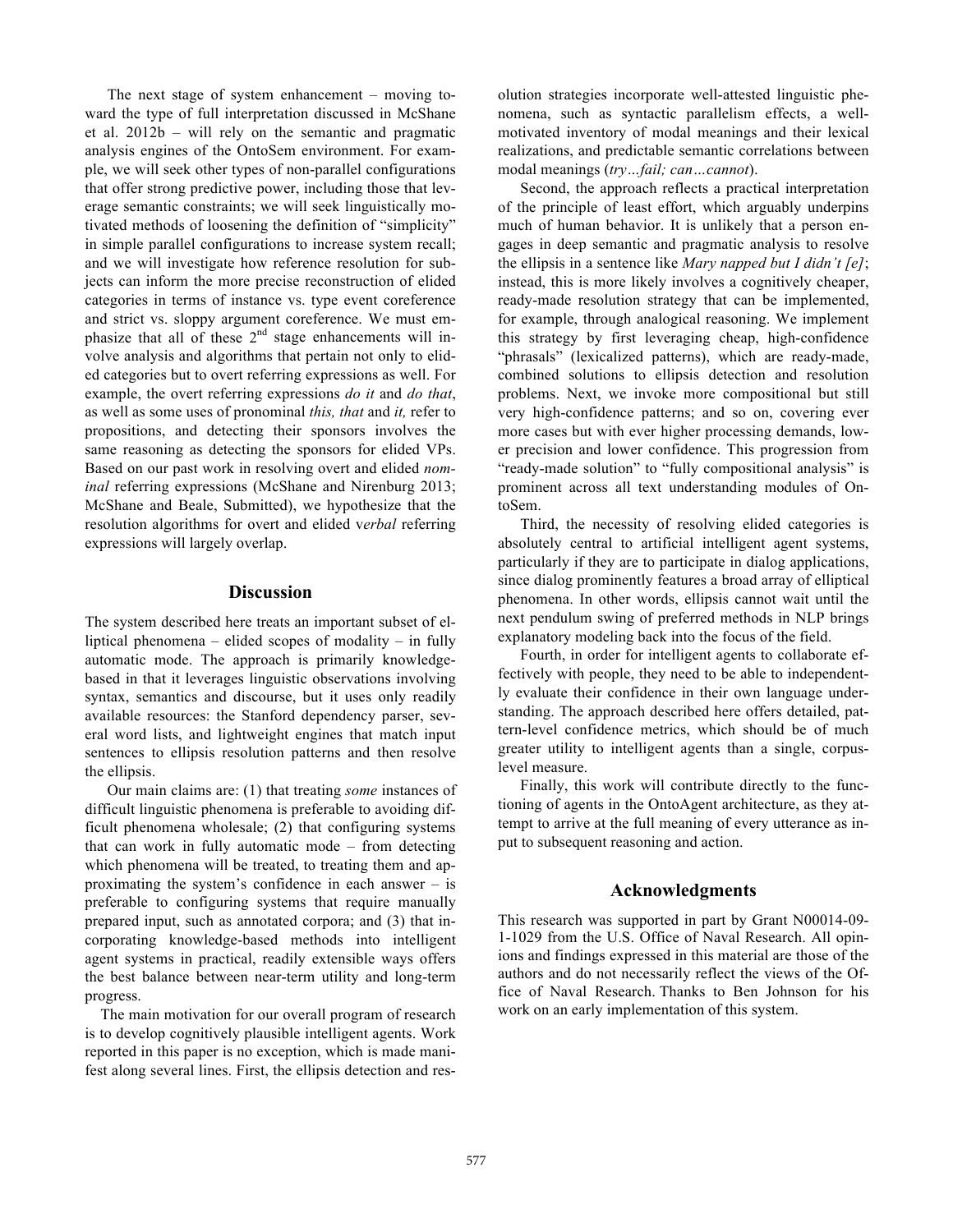The next stage of system enhancement – moving toward the type of full interpretation discussed in McShane et al. 2012b – will rely on the semantic and pragmatic analysis engines of the OntoSem environment. For example, we will seek other types of non-parallel configurations that offer strong predictive power, including those that leverage semantic constraints; we will seek linguistically motivated methods of loosening the definition of "simplicity" in simple parallel configurations to increase system recall; and we will investigate how reference resolution for subjects can inform the more precise reconstruction of elided categories in terms of instance vs. type event coreference and strict vs. sloppy argument coreference. We must emphasize that all of these 2nd stage enhancements will involve analysis and algorithms that pertain not only to elided categories but to overt referring expressions as well. For example, the overt referring expressions *do it* and *do that*, as well as some uses of pronominal *this, that* and *it,* refer to propositions, and detecting their sponsors involves the same reasoning as detecting the sponsors for elided VPs. Based on our past work in resolving overt and elided *nominal* referring expressions (McShane and Nirenburg 2013; McShane and Beale, Submitted), we hypothesize that the resolution algorithms for overt and elided v*erbal* referring expressions will largely overlap.

## Discussion

The system described here treats an important subset of elliptical phenomena – elided scopes of modality – in fully automatic mode. The approach is primarily knowledge-based in that it leverages linguistic observations involving syntax, semantics and discourse, but it uses only readily available resources: the Stanford dependency parser, several word lists, and lightweight engines that match input sentences to ellipsis resolution patterns and then resolve the ellipsis.

Our main claims are: (1) that treating *some* instances of difficult linguistic phenomena is preferable to avoiding difficult phenomena wholesale; (2) that configuring systems that can work in fully automatic mode – from detecting which phenomena will be treated, to treating them and approximating the system's confidence in each answer – is preferable to configuring systems that require manually prepared input, such as annotated corpora; and (3) that incorporating knowledge-based methods into intelligent agent systems in practical, readily extensible ways offers the best balance between near-term utility and long-term progress.

The main motivation for our overall program of research is to develop cognitively plausible intelligent agents. Work reported in this paper is no exception, which is made manifest along several lines. First, the ellipsis detection and resolution strategies incorporate well-attested linguistic phenomena, such as syntactic parallelism effects, a well-motivated inventory of modal meanings and their lexical realizations, and predictable semantic correlations between modal meanings (*try…fail; can…cannot*).

Second, the approach reflects a practical interpretation of the principle of least effort, which arguably underpins much of human behavior. It is unlikely that a person engages in deep semantic and pragmatic analysis to resolve the ellipsis in a sentence like *Mary napped but I didn't [e]*; instead, this is more likely involves a cognitively cheaper, ready-made resolution strategy that can be implemented, for example, through analogical reasoning. We implement this strategy by first leveraging cheap, high-confidence "phrasals" (lexicalized patterns), which are ready-made, combined solutions to ellipsis detection and resolution problems. Next, we invoke more compositional but still very high-confidence patterns; and so on, covering ever more cases but with ever higher processing demands, lower precision and lower confidence. This progression from "ready-made solution" to "fully compositional analysis" is prominent across all text understanding modules of OntoSem.

Third, the necessity of resolving elided categories is absolutely central to artificial intelligent agent systems, particularly if they are to participate in dialog applications, since dialog prominently features a broad array of elliptical phenomena. In other words, ellipsis cannot wait until the next pendulum swing of preferred methods in NLP brings explanatory modeling back into the focus of the field.

Fourth, in order for intelligent agents to collaborate effectively with people, they need to be able to independently evaluate their confidence in their own language understanding. The approach described here offers detailed, pattern-level confidence metrics, which should be of much greater utility to intelligent agents than a single, corpus-level measure.

Finally, this work will contribute directly to the functioning of agents in the OntoAgent architecture, as they attempt to arrive at the full meaning of every utterance as input to subsequent reasoning and action.

## Acknowledgments

This research was supported in part by Grant N00014-09-1-1029 from the U.S. Office of Naval Research. All opinions and findings expressed in this material are those of the authors and do not necessarily reflect the views of the Office of Naval Research. Thanks to Ben Johnson for his work on an early implementation of this system.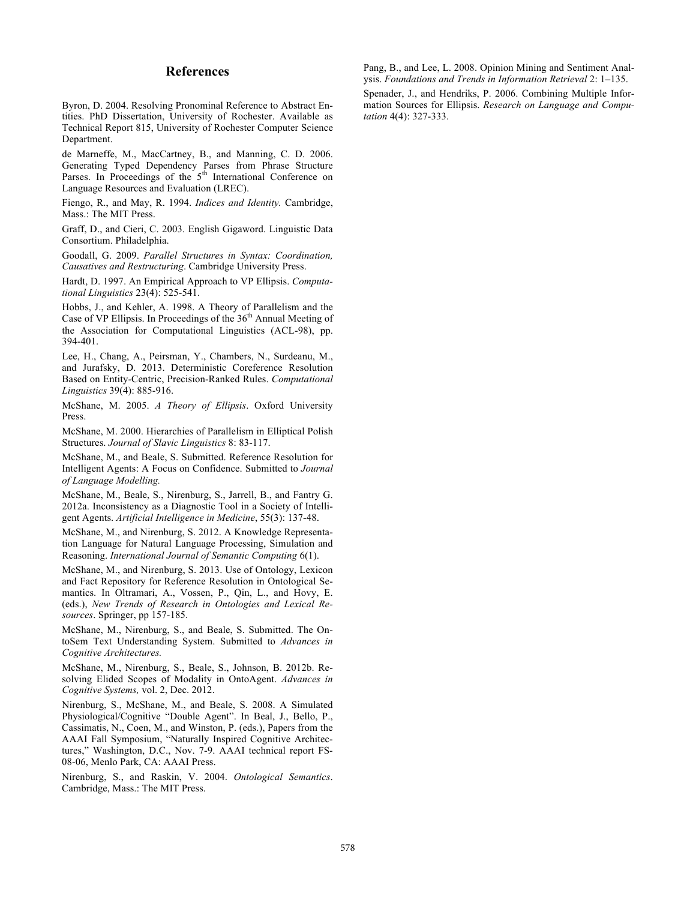## References

Byron, D. 2004. Resolving Pronominal Reference to Abstract Entities. PhD Dissertation, University of Rochester. Available as Technical Report 815, University of Rochester Computer Science Department.

de Marneffe, M., MacCartney, B., and Manning, C. D. 2006. Generating Typed Dependency Parses from Phrase Structure Parses. In Proceedings of the 5th International Conference on Language Resources and Evaluation (LREC).

Fiengo, R., and May, R. 1994. *Indices and Identity.* Cambridge, Mass.: The MIT Press.

Graff, D., and Cieri, C. 2003. English Gigaword. Linguistic Data Consortium. Philadelphia.

Goodall, G. 2009. *Parallel Structures in Syntax: Coordination, Causatives and Restructuring*. Cambridge University Press.

Hardt, D. 1997. An Empirical Approach to VP Ellipsis. *Computational Linguistics* 23(4): 525-541.

Hobbs, J., and Kehler, A. 1998. A Theory of Parallelism and the Case of VP Ellipsis. In Proceedings of the 36th Annual Meeting of the Association for Computational Linguistics (ACL-98), pp. 394-401.

Lee, H., Chang, A., Peirsman, Y., Chambers, N., Surdeanu, M., and Jurafsky, D. 2013. Deterministic Coreference Resolution Based on Entity-Centric, Precision-Ranked Rules. *Computational Linguistics* 39(4): 885-916.

McShane, M. 2005. *A Theory of Ellipsis*. Oxford University Press.

McShane, M. 2000. Hierarchies of Parallelism in Elliptical Polish Structures. *Journal of Slavic Linguistics* 8: 83-117.

McShane, M., and Beale, S. Submitted. Reference Resolution for Intelligent Agents: A Focus on Confidence. Submitted to *Journal of Language Modelling.*

McShane, M., Beale, S., Nirenburg, S., Jarrell, B., and Fantry G. 2012a. Inconsistency as a Diagnostic Tool in a Society of Intelligent Agents. *Artificial Intelligence in Medicine*, 55(3): 137-48.

McShane, M., and Nirenburg, S. 2012. A Knowledge Representation Language for Natural Language Processing, Simulation and Reasoning. *International Journal of Semantic Computing* 6(1).

McShane, M., and Nirenburg, S. 2013. Use of Ontology, Lexicon and Fact Repository for Reference Resolution in Ontological Semantics. In Oltramari, A., Vossen, P., Qin, L., and Hovy, E. (eds.), *New Trends of Research in Ontologies and Lexical Resources*. Springer, pp 157-185.

McShane, M., Nirenburg, S., and Beale, S. Submitted. The OntoSem Text Understanding System. Submitted to *Advances in Cognitive Architectures.*

McShane, M., Nirenburg, S., Beale, S., Johnson, B. 2012b. Resolving Elided Scopes of Modality in OntoAgent. *Advances in Cognitive Systems,* vol. 2, Dec. 2012.

Nirenburg, S., McShane, M., and Beale, S. 2008. A Simulated Physiological/Cognitive "Double Agent". In Beal, J., Bello, P., Cassimatis, N., Coen, M., and Winston, P. (eds.), Papers from the AAAI Fall Symposium, "Naturally Inspired Cognitive Architectures," Washington, D.C., Nov. 7-9. AAAI technical report FS-08-06, Menlo Park, CA: AAAI Press.

Nirenburg, S., and Raskin, V. 2004. *Ontological Semantics*. Cambridge, Mass.: The MIT Press.

Pang, B., and Lee, L. 2008. Opinion Mining and Sentiment Analysis. *Foundations and Trends in Information Retrieval* 2: 1–135.

Spenader, J., and Hendriks, P. 2006. Combining Multiple Information Sources for Ellipsis. *Research on Language and Computation* 4(4): 327-333.